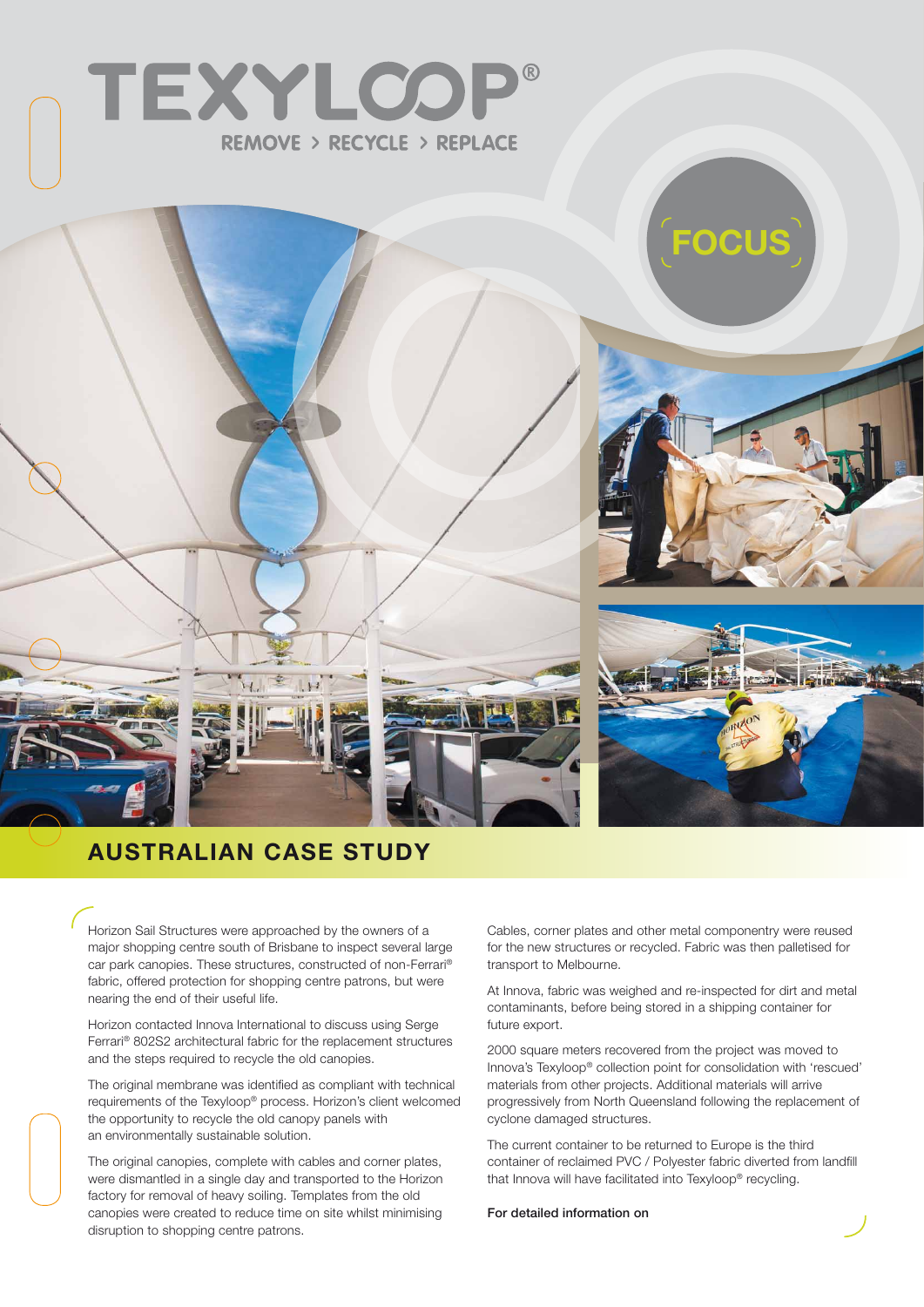# TEXYLOOP®

REMOVE > RECYCLE > REPLACE

FOCUS

## AUSTRALIAN CASE STUDY

Horizon Sail Structures were approached by the owners of a major shopping centre south of Brisbane to inspect several large car park canopies. These structures, constructed of non-Ferrari® fabric, offered protection for shopping centre patrons, but were nearing the end of their useful life.

Horizon contacted Innova International to discuss using Serge Ferrari® 802S2 architectural fabric for the replacement structures and the steps required to recycle the old canopies.

The original membrane was identified as compliant with technical requirements of the Texyloop® process. Horizon's client welcomed the opportunity to recycle the old canopy panels with an environmentally sustainable solution.

The original canopies, complete with cables and corner plates, were dismantled in a single day and transported to the Horizon factory for removal of heavy soiling. Templates from the old canopies were created to reduce time on site whilst minimising disruption to shopping centre patrons.

Cables, corner plates and other metal componentry were reused for the new structures or recycled. Fabric was then palletised for transport to Melbourne.

At Innova, fabric was weighed and re-inspected for dirt and metal contaminants, before being stored in a shipping container for future export.

2000 square meters recovered from the project was moved to Innova's Texyloop® collection point for consolidation with 'rescued' materials from other projects. Additional materials will arrive progressively from North Queensland following the replacement of cyclone damaged structures.

The current container to be returned to Europe is the third container of reclaimed PVC / Polyester fabric diverted from landfill that Innova will have facilitated into Texyloop® recycling.

**For detailed information on**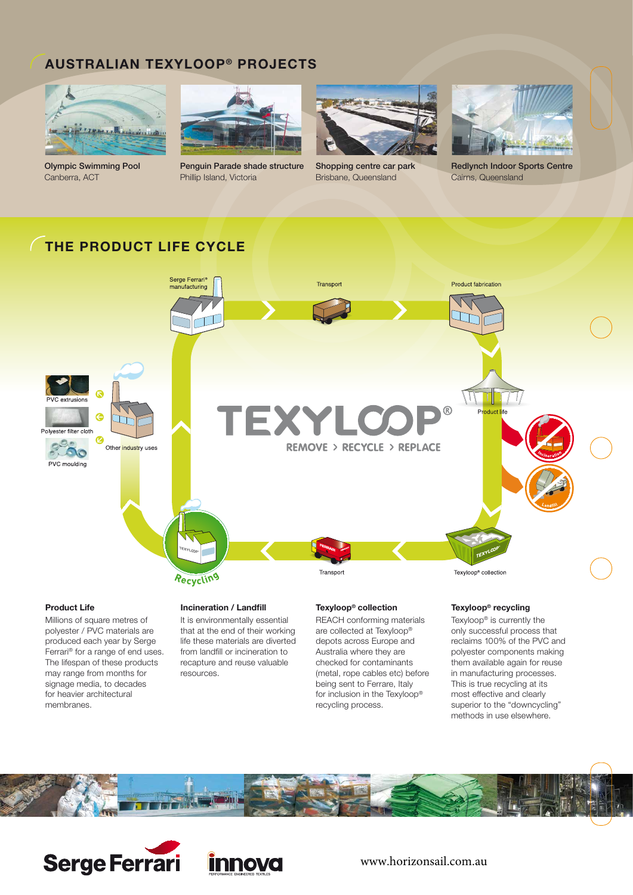## AUSTRALIAN TEXYLOOP® PROJECTS

**Olympic Swimming Pool**
Canberra, ACT

**Penguin Parade shade structure**
Phillip Island, Victoria

**Shopping centre car park**
Brisbane, Queensland

**Redlynch Indoor Sports Centre**
Cairns, Queensland

## THE PRODUCT LIFE CYCLE

Serge Ferrari® manufacturing

Transport

Product fabrication

Product life

Incineration

Landfill

Texyloop® collection

Transport

Recycling

Other industry uses

PVC extrusions

Polyester filter cloth

PVC moulding

TEXYLOOP®

REMOVE > RECYCLE > REPLACE

### Product Life

Millions of square metres of polyester / PVC materials are produced each year by Serge Ferrari® for a range of end uses. The lifespan of these products may range from months for signage media, to decades for heavier architectural membranes.

### Incineration / Landfill

It is environmentally essential that at the end of their working life these materials are diverted from landfill or incineration to recapture and reuse valuable resources.

### Texyloop® collection

REACH conforming materials are collected at Texyloop® depots across Europe and Australia where they are checked for contaminants (metal, rope cables etc) before being sent to Ferrare, Italy for inclusion in the Texyloop® recycling process.

### Texyloop® recycling

Texyloop® is currently the only successful process that reclaims 100% of the PVC and polyester components making them available again for reuse in manufacturing processes. This is true recycling at its most effective and clearly superior to the "downcycling" methods in use elsewhere.

Serge Ferrari

innova
PERFORMANCE ENGINEERED TEXTILES

www.horizonsail.com.au